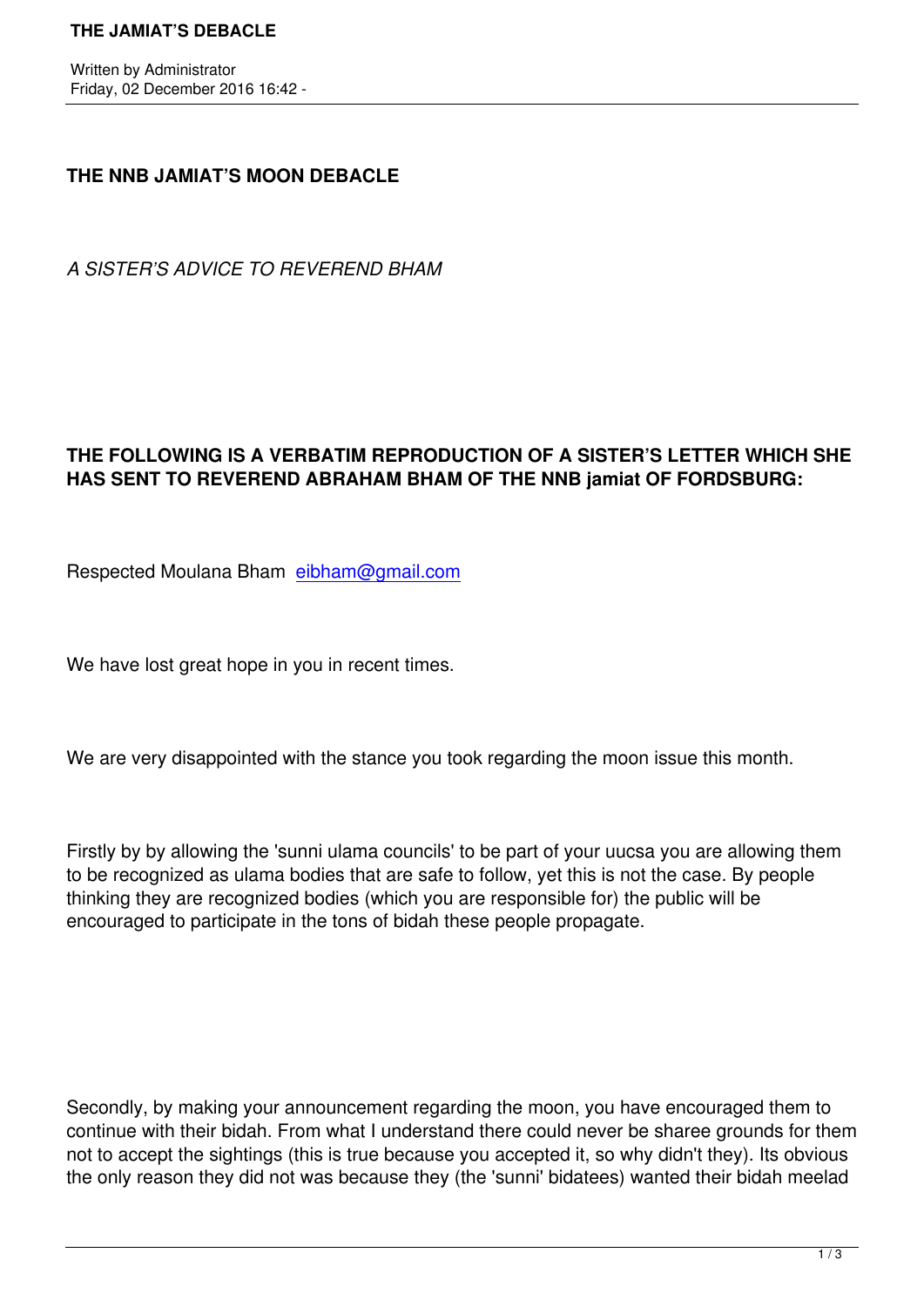## THE NNB JAMIAT'S MOON DEBACLE

*A SISTER'S ADVICE TO REVEREND BHAM*

**THE FOLLOWING IS A VERBATIM REPRODUCTION OF A SISTER'S LETTER WHICH SHE HAS SENT TO REVEREND ABRAHAM BHAM OF THE NNB jamiat OF FORDSBURG:**

Respected Moulana Bham [eibham@gmail.com](mailto:eibham@gmail.com)

We have lost great hope in you in recent times.

We are very disappointed with the stance you took regarding the moon issue this month.

Firstly by by allowing the 'sunni ulama councils' to be part of your uucsa you are allowing them to be recognized as ulama bodies that are safe to follow, yet this is not the case. By people thinking they are recognized bodies (which you are responsible for) the public will be encouraged to participate in the tons of bidah these people propagate.

Secondly, by making your announcement regarding the moon, you have encouraged them to continue with their bidah. From what I understand there could never be sharee grounds for them not to accept the sightings (this is true because you accepted it, so why didn't they). Its obvious the only reason they did not was because they (the 'sunni' bidatees) wanted their bidah meelad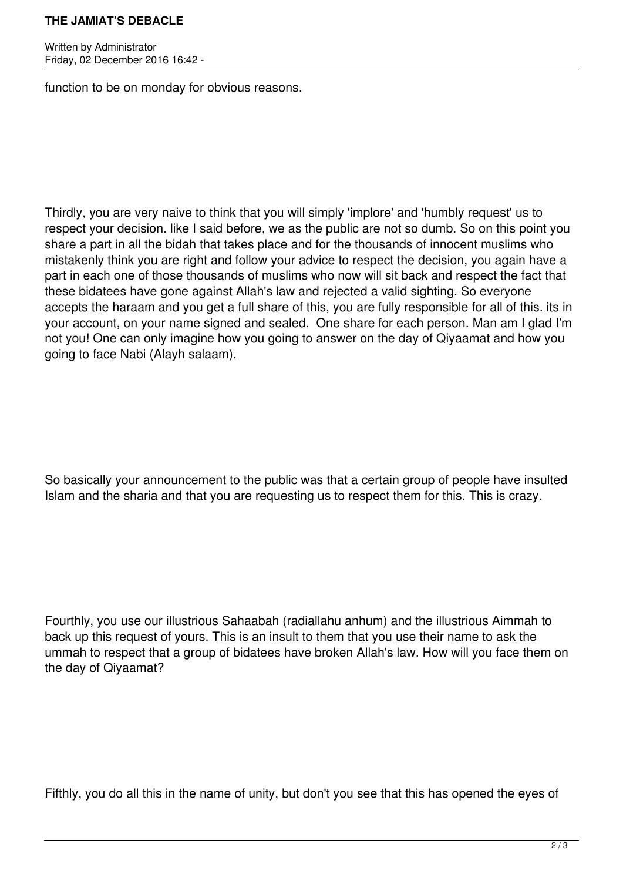function to be on monday for obvious reasons.

Thirdly, you are very naive to think that you will simply 'implore' and 'humbly request' us to respect your decision. like I said before, we as the public are not so dumb. So on this point you share a part in all the bidah that takes place and for the thousands of innocent muslims who mistakenly think you are right and follow your advice to respect the decision, you again have a part in each one of those thousands of muslims who now will sit back and respect the fact that these bidatees have gone against Allah's law and rejected a valid sighting. So everyone accepts the haraam and you get a full share of this, you are fully responsible for all of this. its in your account, on your name signed and sealed.  One share for each person. Man am I glad I'm not you! One can only imagine how you going to answer on the day of Qiyaamat and how you going to face Nabi (Alayh salaam).

So basically your announcement to the public was that a certain group of people have insulted Islam and the sharia and that you are requesting us to respect them for this. This is crazy.

Fourthly, you use our illustrious Sahaabah (radiallahu anhum) and the illustrious Aimmah to back up this request of yours. This is an insult to them that you use their name to ask the ummah to respect that a group of bidatees have broken Allah's law. How will you face them on the day of Qiyaamat?

Fifthly, you do all this in the name of unity, but don't you see that this has opened the eyes of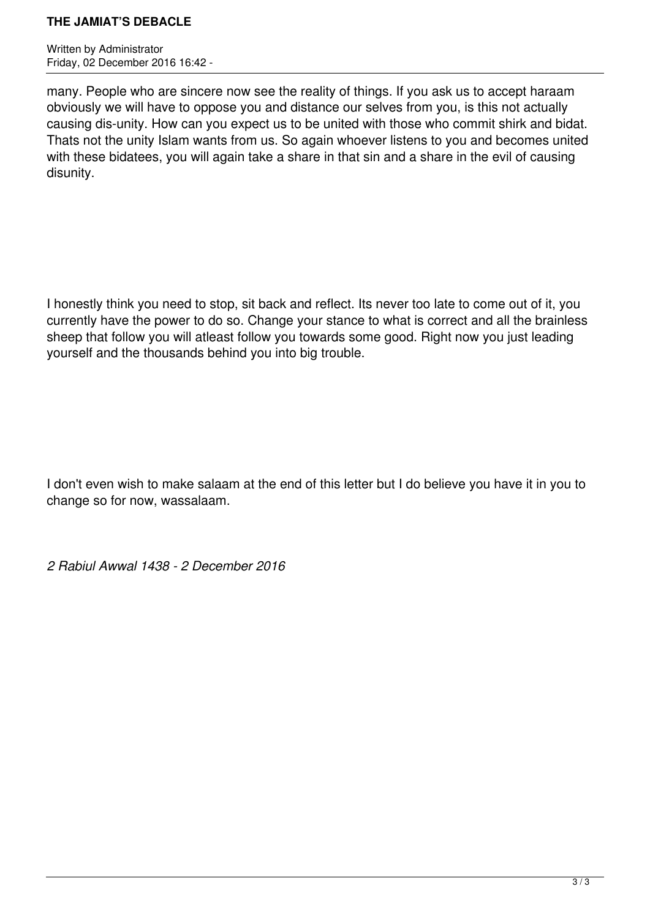many. People who are sincere now see the reality of things. If you ask us to accept haraam obviously we will have to oppose you and distance our selves from you, is this not actually causing dis-unity. How can you expect us to be united with those who commit shirk and bidat. Thats not the unity Islam wants from us. So again whoever listens to you and becomes united with these bidatees, you will again take a share in that sin and a share in the evil of causing disunity.

I honestly think you need to stop, sit back and reflect. Its never too late to come out of it, you currently have the power to do so. Change your stance to what is correct and all the brainless sheep that follow you will atleast follow you towards some good. Right now you just leading yourself and the thousands behind you into big trouble.

I don't even wish to make salaam at the end of this letter but I do believe you have it in you to change so for now, wassalaam.

*2 Rabiul Awwal 1438 - 2 December 2016*